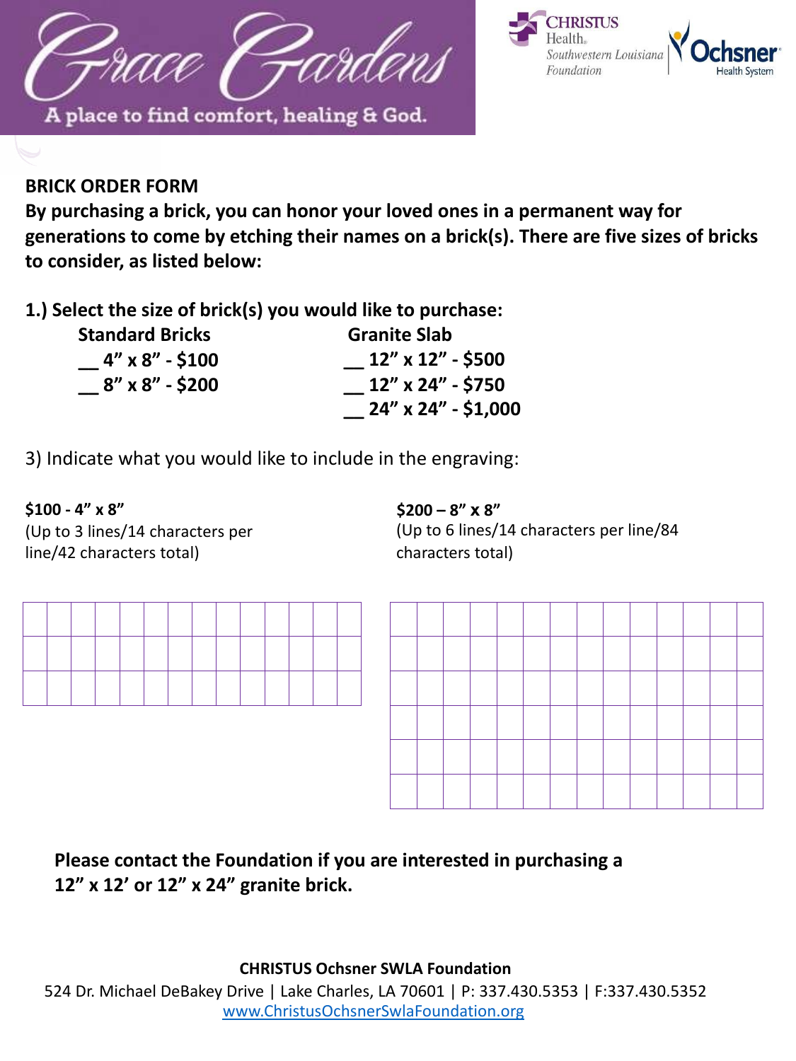# Grace Gardens

A place to find comfort, healing & God.

CHRISTUS Health. Southwestern Louisiana Foundation | Ochsner Health System

**BRICK ORDER FORM**

**By purchasing a brick, you can honor your loved ones in a permanent way for generations to come by etching their names on a brick(s). There are five sizes of bricks to consider, as listed below:**

**1.) Select the size of brick(s) you would like to purchase:**

| **Standard Bricks** | **Granite Slab** |
|---|---|
| **__ 4" x 8" - $100** | **__ 12" x 12" - $500** |
| **__ 8" x 8" - $200** | **__ 12" x 24" - $750** |
| | **__ 24" x 24" - $1,000** |

3) Indicate what you would like to include in the engraving:

**$100 - 4" x 8"**
(Up to 3 lines/14 characters per line/42 characters total)

| | | | | | | | | | | | | | |
|---|---|---|---|---|---|---|---|---|---|---|---|---|---|
| | | | | | | | | | | | | | |
| | | | | | | | | | | | | | |
| | | | | | | | | | | | | | |

**$200 – 8" x 8"**
(Up to 6 lines/14 characters per line/84 characters total)

| | | | | | | | | | | | | | |
|---|---|---|---|---|---|---|---|---|---|---|---|---|---|
| | | | | | | | | | | | | | |
| | | | | | | | | | | | | | |
| | | | | | | | | | | | | | |
| | | | | | | | | | | | | | |
| | | | | | | | | | | | | | |
| | | | | | | | | | | | | | |

**Please contact the Foundation if you are interested in purchasing a 12" x 12' or 12" x 24" granite brick.**

**CHRISTUS Ochsner SWLA Foundation**
524 Dr. Michael DeBakey Drive | Lake Charles, LA 70601 | P: 337.430.5353 | F:337.430.5352
www.ChristusOchsnerSwlaFoundation.org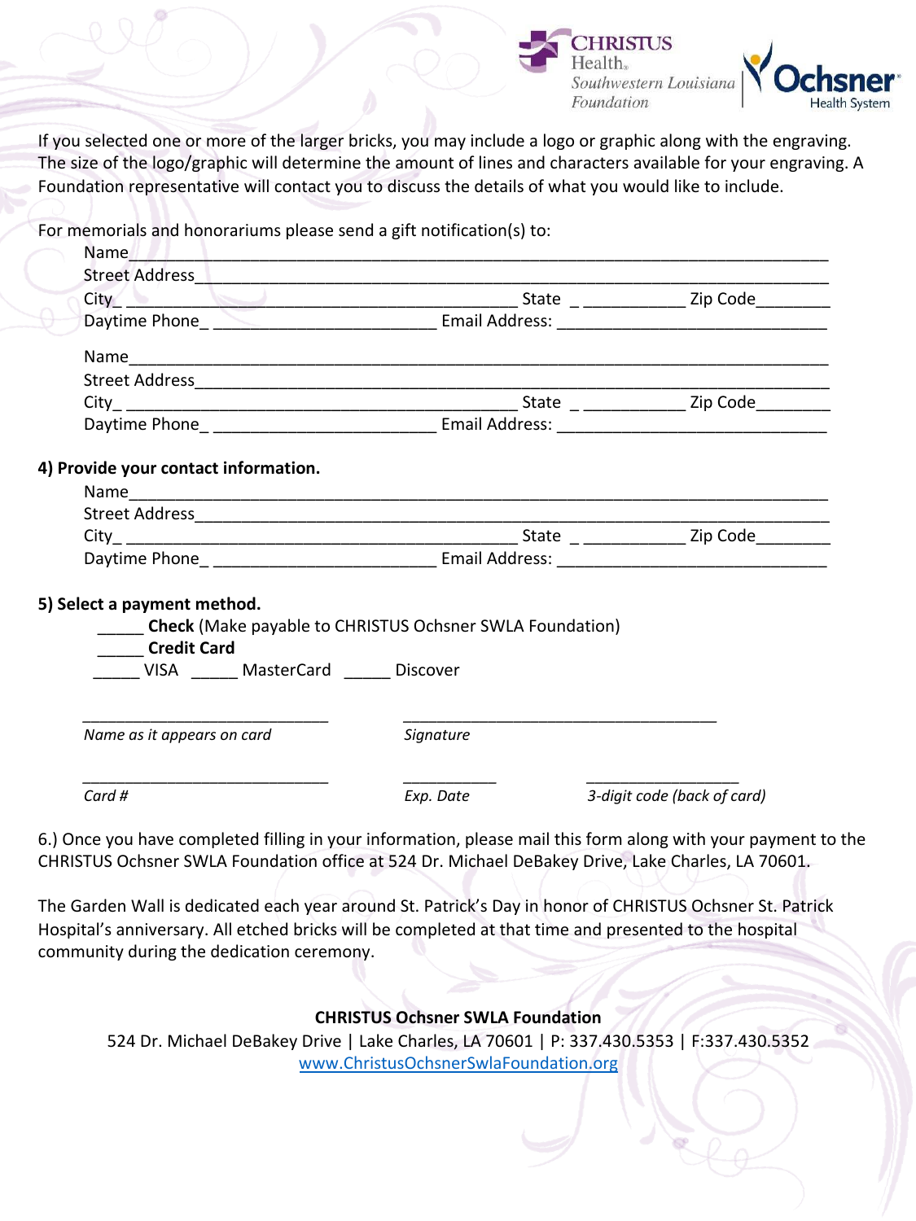If you selected one or more of the larger bricks, you may include a logo or graphic along with the engraving. The size of the logo/graphic will determine the amount of lines and characters available for your engraving. A Foundation representative will contact you to discuss the details of what you would like to include.

For memorials and honorariums please send a gift notification(s) to:

Name_______________________________________________________________________
Street Address_______________________________________________________________
City_ ____________________________________________ State _ ___________ Zip Code________
Daytime Phone_ _________________________ Email Address: ______________________________

Name_______________________________________________________________________
Street Address_______________________________________________________________
City_ ____________________________________________ State _ ___________ Zip Code________
Daytime Phone_ _________________________ Email Address: ______________________________

**4) Provide your contact information.**

Name_______________________________________________________________________
Street Address_______________________________________________________________
City_ ____________________________________________ State _ ___________ Zip Code________
Daytime Phone_ _________________________ Email Address: ______________________________

**5) Select a payment method.**

_____ **Check** (Make payable to CHRISTUS Ochsner SWLA Foundation)
_____ **Credit Card**
_____ VISA _____ MasterCard _____ Discover

____________________________ ____________________________________
*Name as it appears on card* *Signature*

____________________________ ___________ _________________
*Card #* *Exp. Date* *3-digit code (back of card)*

6.) Once you have completed filling in your information, please mail this form along with your payment to the CHRISTUS Ochsner SWLA Foundation office at 524 Dr. Michael DeBakey Drive, Lake Charles, LA 70601.

The Garden Wall is dedicated each year around St. Patrick's Day in honor of CHRISTUS Ochsner St. Patrick Hospital's anniversary. All etched bricks will be completed at that time and presented to the hospital community during the dedication ceremony.

**CHRISTUS Ochsner SWLA Foundation**
524 Dr. Michael DeBakey Drive | Lake Charles, LA 70601 | P: 337.430.5353 | F:337.430.5352
www.ChristusOchsnerSwlaFoundation.org